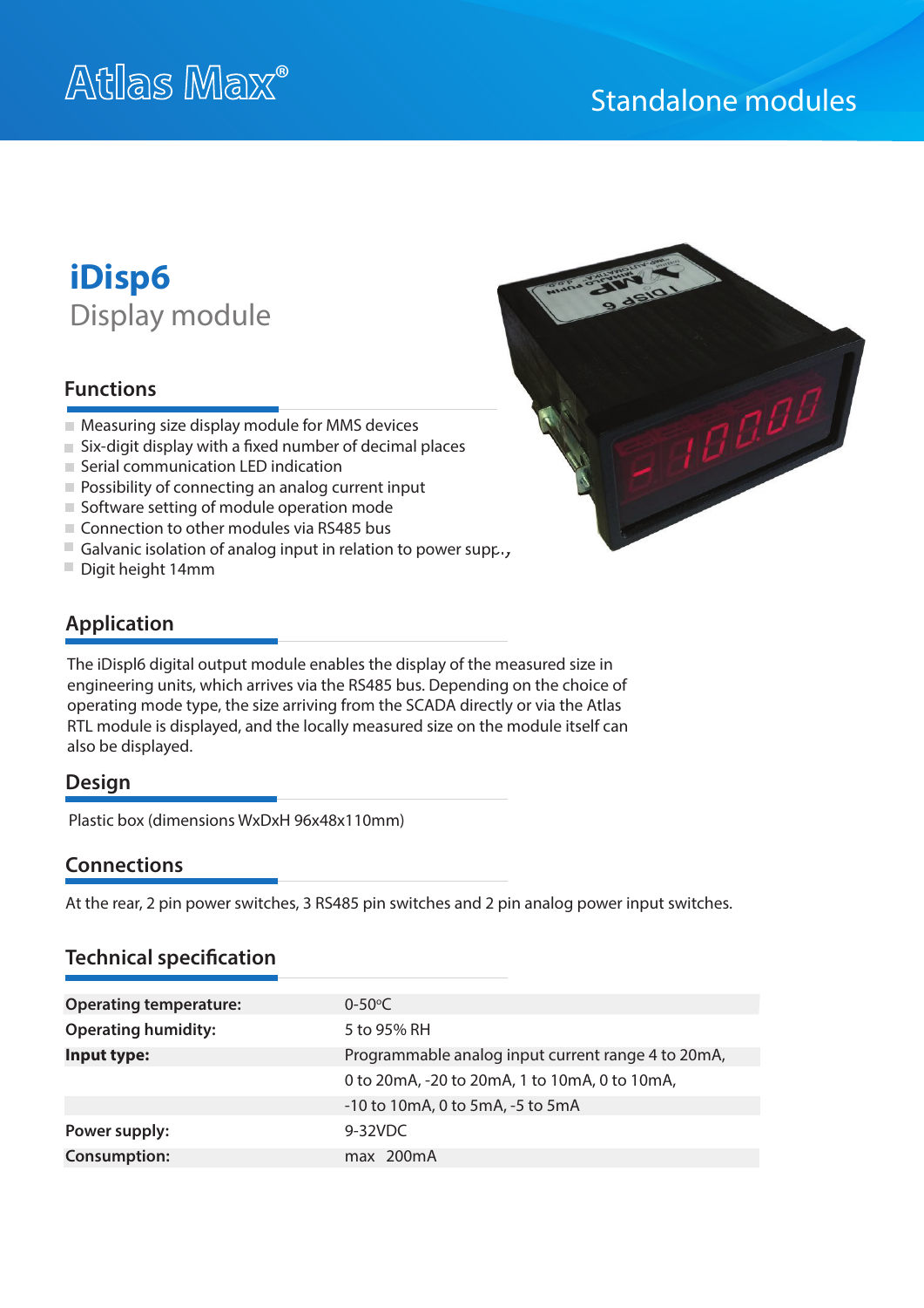Atlas Max®

Standalone modules

# iDisp6

## Display module

### Functions

- Measuring size display module for MMS devices
- Six-digit display with a fixed number of decimal places
- Serial communication LED indication
- Possibility of connecting an analog current input
- Software setting of module operation mode
- Connection to other modules via RS485 bus
- Galvanic isolation of analog input in relation to power supply
- Digit height 14mm

### Application

The iDispl6 digital output module enables the display of the measured size in engineering units, which arrives via the RS485 bus. Depending on the choice of operating mode type, the size arriving from the SCADA directly or via the Atlas RTL module is displayed, and the locally measured size on the module itself can also be displayed.

### Design

Plastic box (dimensions WxDxH 96x48x110mm)

### Connections

At the rear, 2 pin power switches, 3 RS485 pin switches and 2 pin analog power input switches.

### Technical specification

| | |
|---|---|
| **Operating temperature:** | 0-50°C |
| **Operating humidity:** | 5 to 95% RH |
| **Input type:** | Programmable analog input current range 4 to 20mA, |
| | 0 to 20mA, -20 to 20mA, 1 to 10mA, 0 to 10mA, |
| | -10 to 10mA, 0 to 5mA, -5 to 5mA |
| **Power supply:** | 9-32VDC |
| **Consumption:** | max 200mA |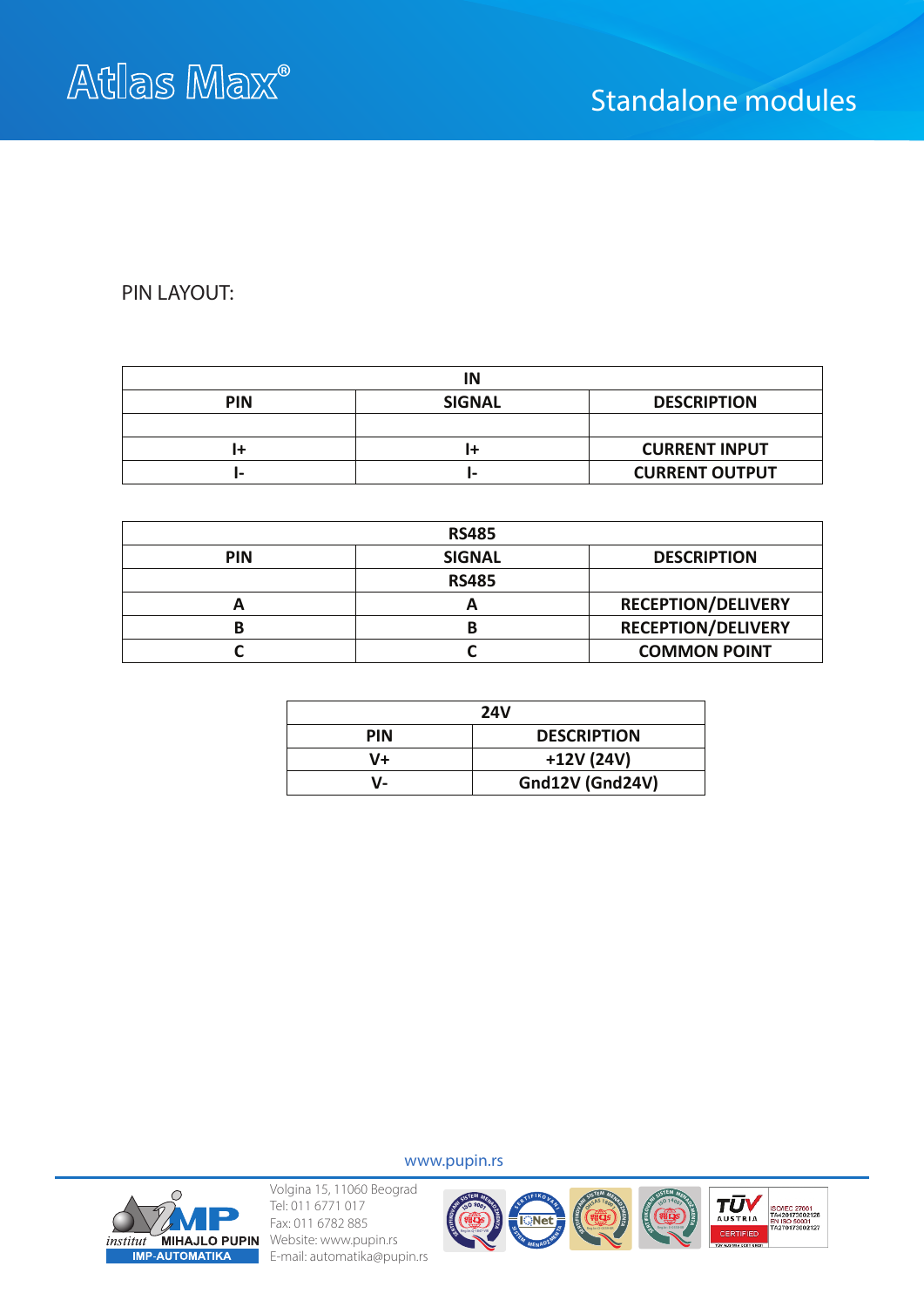PIN LAYOUT:

| IN | | |
|---|---|---|
| **PIN** | **SIGNAL** | **DESCRIPTION** |
| | | |
| **I+** | **I+** | **CURRENT INPUT** |
| **I-** | **I-** | **CURRENT OUTPUT** |

| RS485 | | |
|---|---|---|
| **PIN** | **SIGNAL** | **DESCRIPTION** |
| | **RS485** | |
| **A** | **A** | **RECEPTION/DELIVERY** |
| **B** | **B** | **RECEPTION/DELIVERY** |
| **C** | **C** | **COMMON POINT** |

| 24V | |
|---|---|
| **PIN** | **DESCRIPTION** |
| **V+** | **+12V (24V)** |
| **V-** | **Gnd12V (Gnd24V)** |